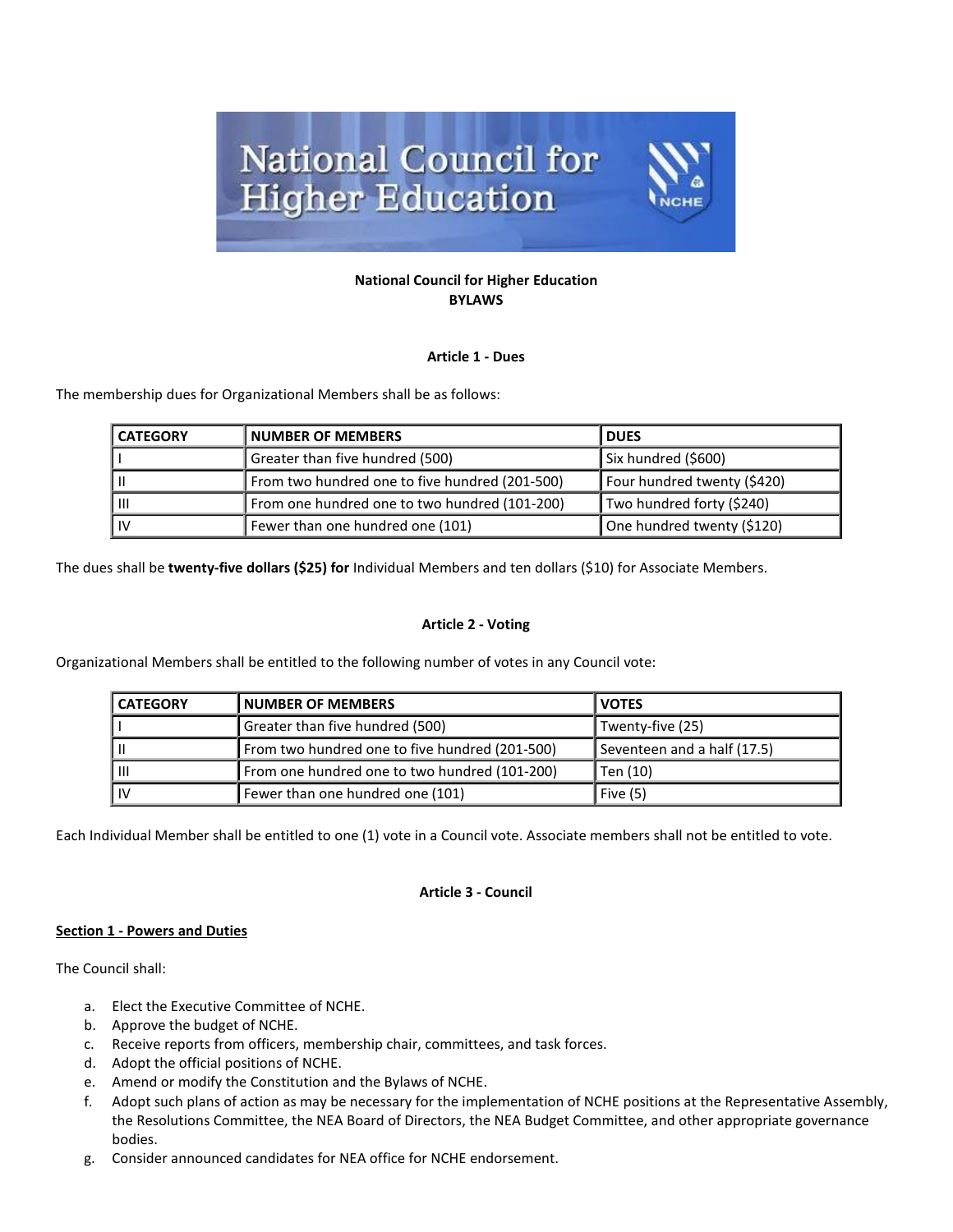National Council for Higher Education
BYLAWS

## Article 1 - Dues

The membership dues for Organizational Members shall be as follows:

| CATEGORY | NUMBER OF MEMBERS | DUES |
| --- | --- | --- |
| I | Greater than five hundred (500) | Six hundred ($600) |
| II | From two hundred one to five hundred (201-500) | Four hundred twenty ($420) |
| III | From one hundred one to two hundred (101-200) | Two hundred forty ($240) |
| IV | Fewer than one hundred one (101) | One hundred twenty ($120) |

The dues shall be **twenty-five dollars ($25) for** Individual Members and ten dollars ($10) for Associate Members.

## Article 2 - Voting

Organizational Members shall be entitled to the following number of votes in any Council vote:

| CATEGORY | NUMBER OF MEMBERS | VOTES |
| --- | --- | --- |
| I | Greater than five hundred (500) | Twenty-five (25) |
| II | From two hundred one to five hundred (201-500) | Seventeen and a half (17.5) |
| III | From one hundred one to two hundred (101-200) | Ten (10) |
| IV | Fewer than one hundred one (101) | Five (5) |

Each Individual Member shall be entitled to one (1) vote in a Council vote. Associate members shall not be entitled to vote.

## Article 3 - Council

### Section 1 - Powers and Duties

The Council shall:

a. Elect the Executive Committee of NCHE.
b. Approve the budget of NCHE.
c. Receive reports from officers, membership chair, committees, and task forces.
d. Adopt the official positions of NCHE.
e. Amend or modify the Constitution and the Bylaws of NCHE.
f. Adopt such plans of action as may be necessary for the implementation of NCHE positions at the Representative Assembly, the Resolutions Committee, the NEA Board of Directors, the NEA Budget Committee, and other appropriate governance bodies.
g. Consider announced candidates for NEA office for NCHE endorsement.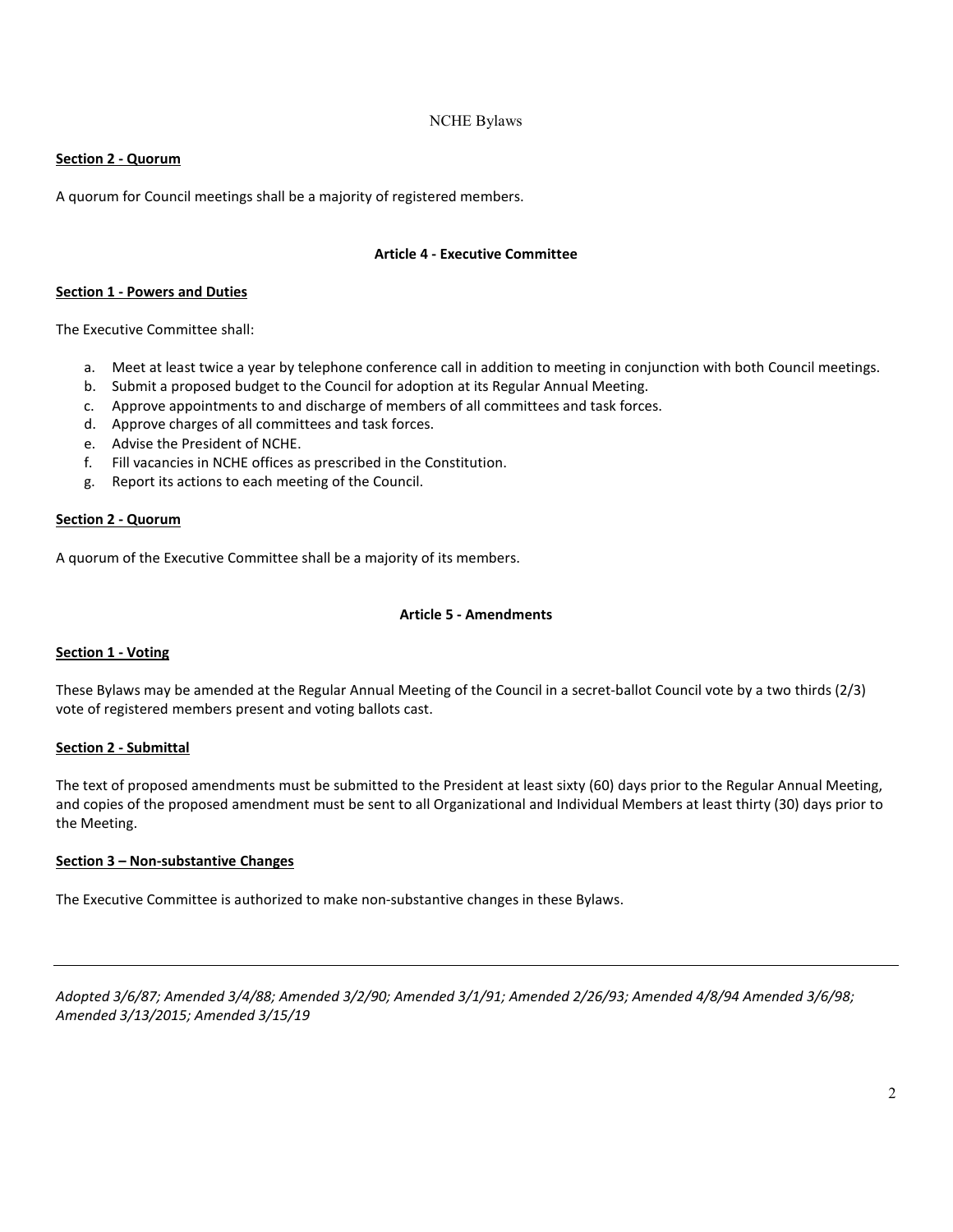#### Section 2 - Quorum

A quorum for Council meetings shall be a majority of registered members.

### Article 4 - Executive Committee

#### Section 1 - Powers and Duties

The Executive Committee shall:

a. Meet at least twice a year by telephone conference call in addition to meeting in conjunction with both Council meetings.
b. Submit a proposed budget to the Council for adoption at its Regular Annual Meeting.
c. Approve appointments to and discharge of members of all committees and task forces.
d. Approve charges of all committees and task forces.
e. Advise the President of NCHE.
f. Fill vacancies in NCHE offices as prescribed in the Constitution.
g. Report its actions to each meeting of the Council.

#### Section 2 - Quorum

A quorum of the Executive Committee shall be a majority of its members.

### Article 5 - Amendments

#### Section 1 - Voting

These Bylaws may be amended at the Regular Annual Meeting of the Council in a secret-ballot Council vote by a two thirds (2/3) vote of registered members present and voting ballots cast.

#### Section 2 - Submittal

The text of proposed amendments must be submitted to the President at least sixty (60) days prior to the Regular Annual Meeting, and copies of the proposed amendment must be sent to all Organizational and Individual Members at least thirty (30) days prior to the Meeting.

#### Section 3 – Non-substantive Changes

The Executive Committee is authorized to make non-substantive changes in these Bylaws.

---

*Adopted 3/6/87; Amended 3/4/88; Amended 3/2/90; Amended 3/1/91; Amended 2/26/93; Amended 4/8/94 Amended 3/6/98; Amended 3/13/2015; Amended 3/15/19*